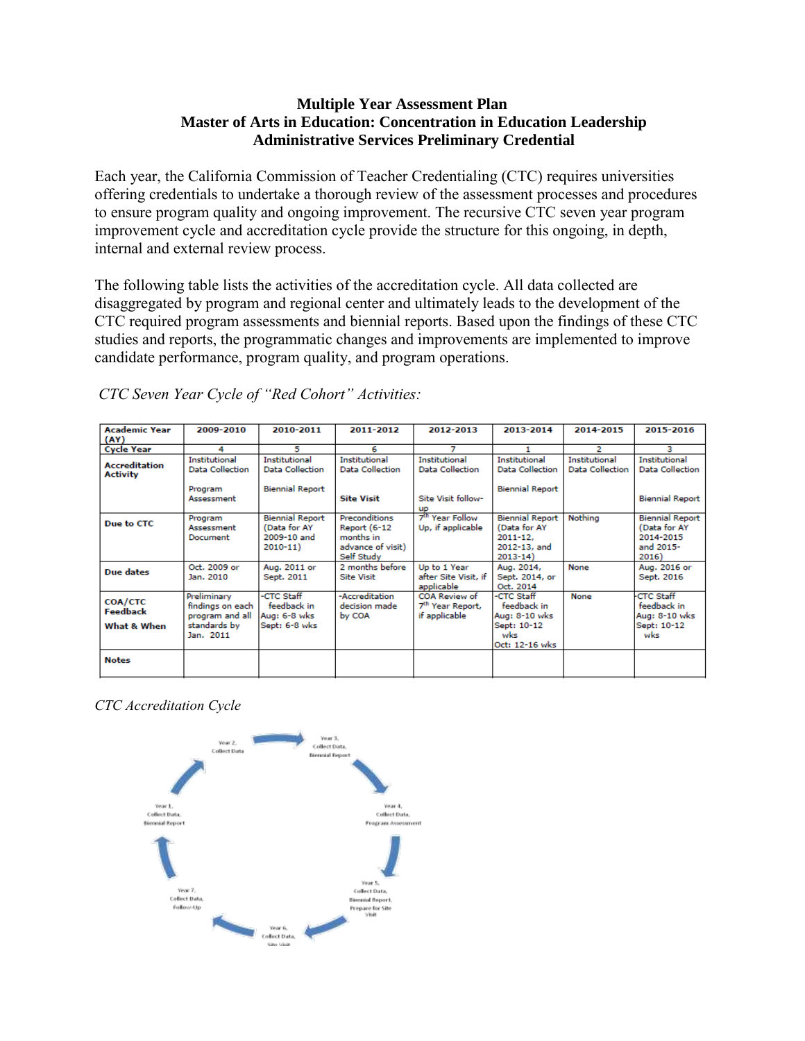**Multiple Year Assessment Plan**
**Master of Arts in Education: Concentration in Education Leadership**
**Administrative Services Preliminary Credential**

Each year, the California Commission of Teacher Credentialing (CTC) requires universities offering credentials to undertake a thorough review of the assessment processes and procedures to ensure program quality and ongoing improvement. The recursive CTC seven year program improvement cycle and accreditation cycle provide the structure for this ongoing, in depth, internal and external review process.

The following table lists the activities of the accreditation cycle. All data collected are disaggregated by program and regional center and ultimately leads to the development of the CTC required program assessments and biennial reports. Based upon the findings of these CTC studies and reports, the programmatic changes and improvements are implemented to improve candidate performance, program quality, and program operations.

*CTC Seven Year Cycle of "Red Cohort" Activities:*

| Academic Year (AY) | 2009-2010 | 2010-2011 | 2011-2012 | 2012-2013 | 2013-2014 | 2014-2015 | 2015-2016 |
|---|---|---|---|---|---|---|---|
| Cycle Year | 4 | 5 | 6 | 7 | 1 | 2 | 3 |
| Accreditation Activity | Institutional Data Collection<br><br>Program Assessment | Institutional Data Collection<br><br>Biennial Report | Institutional Data Collection<br><br>**Site Visit** | Institutional Data Collection<br><br>Site Visit follow-up | Institutional Data Collection<br><br>Biennial Report | Institutional Data Collection | Institutional Data Collection<br><br>Biennial Report |
| Due to CTC | Program Assessment Document | Biennial Report (Data for AY 2009-10 and 2010-11) | Preconditions Report (6-12 months in advance of visit) Self Study | 7th Year Follow Up, if applicable | Biennial Report (Data for AY 2011-12, 2012-13, and 2013-14) | Nothing | Biennial Report (Data for AY 2014-2015 and 2015-2016) |
| Due dates | Oct. 2009 or Jan. 2010 | Aug. 2011 or Sept. 2011 | 2 months before Site Visit | Up to 1 Year after Site Visit, if applicable | Aug. 2014, Sept. 2014, or Oct. 2014 | None | Aug. 2016 or Sept. 2016 |
| COA/CTC Feedback<br><br>What & When | Preliminary findings on each program and all standards by Jan. 2011 | -CTC Staff feedback in Aug: 6-8 wks Sept: 6-8 wks | -Accreditation decision made by COA | COA Review of 7th Year Report, if applicable | -CTC Staff feedback in Aug: 8-10 wks Sept: 10-12 wks Oct: 12-16 wks | None | -CTC Staff feedback in Aug: 8-10 wks Sept: 10-12 wks |
| Notes | | | | | | | |

*CTC Accreditation Cycle*

Year 1, Collect Data, Biennial Report → Year 2, Collect Data → Year 3, Collect Data, Biennial Report → Year 4, Collect Data, Program Assessment → Year 5, Collect Data, Biennial Report, Prepare for Site Visit → Year 6, Collect Data, Site Visit → Year 7, Collect Data, Follow-Up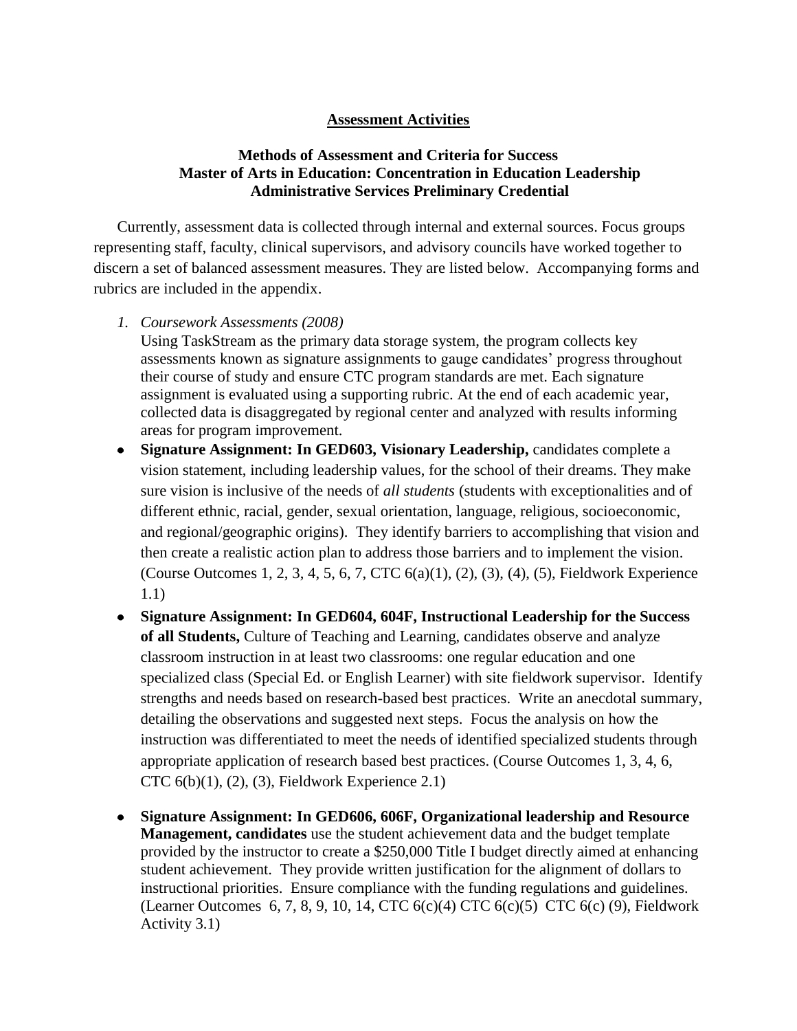**Assessment Activities**

**Methods of Assessment and Criteria for Success**
**Master of Arts in Education: Concentration in Education Leadership**
**Administrative Services Preliminary Credential**

Currently, assessment data is collected through internal and external sources. Focus groups representing staff, faculty, clinical supervisors, and advisory councils have worked together to discern a set of balanced assessment measures. They are listed below. Accompanying forms and rubrics are included in the appendix.

1. *Coursework Assessments (2008)*
   Using TaskStream as the primary data storage system, the program collects key assessments known as signature assignments to gauge candidates' progress throughout their course of study and ensure CTC program standards are met. Each signature assignment is evaluated using a supporting rubric. At the end of each academic year, collected data is disaggregated by regional center and analyzed with results informing areas for program improvement.

- **Signature Assignment: In GED603, Visionary Leadership,** candidates complete a vision statement, including leadership values, for the school of their dreams. They make sure vision is inclusive of the needs of *all students* (students with exceptionalities and of different ethnic, racial, gender, sexual orientation, language, religious, socioeconomic, and regional/geographic origins). They identify barriers to accomplishing that vision and then create a realistic action plan to address those barriers and to implement the vision. (Course Outcomes 1, 2, 3, 4, 5, 6, 7, CTC 6(a)(1), (2), (3), (4), (5), Fieldwork Experience 1.1)
- **Signature Assignment: In GED604, 604F, Instructional Leadership for the Success of all Students,** Culture of Teaching and Learning, candidates observe and analyze classroom instruction in at least two classrooms: one regular education and one specialized class (Special Ed. or English Learner) with site fieldwork supervisor. Identify strengths and needs based on research-based best practices. Write an anecdotal summary, detailing the observations and suggested next steps. Focus the analysis on how the instruction was differentiated to meet the needs of identified specialized students through appropriate application of research based best practices. (Course Outcomes 1, 3, 4, 6, CTC 6(b)(1), (2), (3), Fieldwork Experience 2.1)
- **Signature Assignment: In GED606, 606F, Organizational leadership and Resource Management, candidates** use the student achievement data and the budget template provided by the instructor to create a $250,000 Title I budget directly aimed at enhancing student achievement. They provide written justification for the alignment of dollars to instructional priorities. Ensure compliance with the funding regulations and guidelines. (Learner Outcomes 6, 7, 8, 9, 10, 14, CTC 6(c)(4) CTC 6(c)(5) CTC 6(c) (9), Fieldwork Activity 3.1)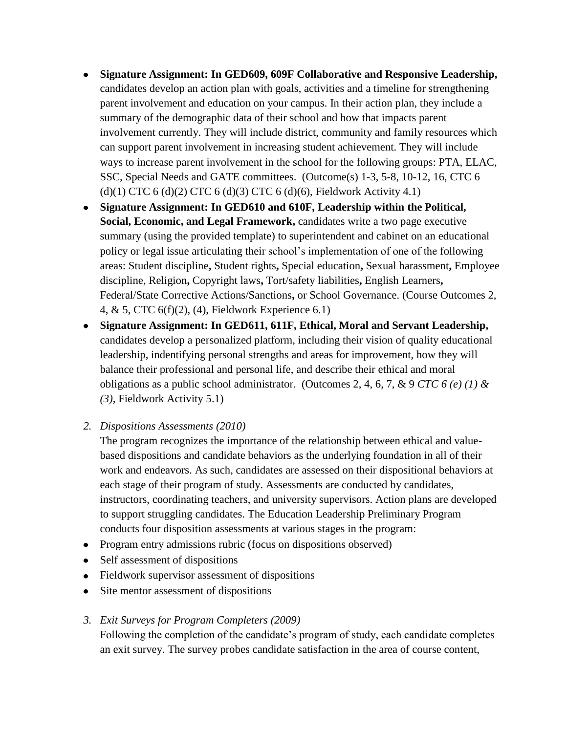- **Signature Assignment: In GED609, 609F Collaborative and Responsive Leadership,** candidates develop an action plan with goals, activities and a timeline for strengthening parent involvement and education on your campus. In their action plan, they include a summary of the demographic data of their school and how that impacts parent involvement currently. They will include district, community and family resources which can support parent involvement in increasing student achievement. They will include ways to increase parent involvement in the school for the following groups: PTA, ELAC, SSC, Special Needs and GATE committees. (Outcome(s) 1-3, 5-8, 10-12, 16, CTC 6 (d)(1) CTC 6 (d)(2) CTC 6 (d)(3) CTC 6 (d)(6), Fieldwork Activity 4.1)
- **Signature Assignment: In GED610 and 610F, Leadership within the Political, Social, Economic, and Legal Framework,** candidates write a two page executive summary (using the provided template) to superintendent and cabinet on an educational policy or legal issue articulating their school's implementation of one of the following areas: Student discipline**,** Student rights**,** Special education**,** Sexual harassment**,** Employee discipline, Religion**,** Copyright laws**,** Tort/safety liabilities**,** English Learners**,** Federal/State Corrective Actions/Sanctions**,** or School Governance. (Course Outcomes 2, 4, & 5, CTC 6(f)(2), (4), Fieldwork Experience 6.1)
- **Signature Assignment: In GED611, 611F, Ethical, Moral and Servant Leadership,** candidates develop a personalized platform, including their vision of quality educational leadership, indentifying personal strengths and areas for improvement, how they will balance their professional and personal life, and describe their ethical and moral obligations as a public school administrator. (Outcomes 2, 4, 6, 7, & 9 *CTC 6 (e) (1) & (3),* Fieldwork Activity 5.1)

2. *Dispositions Assessments (2010)*

   The program recognizes the importance of the relationship between ethical and value-based dispositions and candidate behaviors as the underlying foundation in all of their work and endeavors. As such, candidates are assessed on their dispositional behaviors at each stage of their program of study. Assessments are conducted by candidates, instructors, coordinating teachers, and university supervisors. Action plans are developed to support struggling candidates. The Education Leadership Preliminary Program conducts four disposition assessments at various stages in the program:

- Program entry admissions rubric (focus on dispositions observed)
- Self assessment of dispositions
- Fieldwork supervisor assessment of dispositions
- Site mentor assessment of dispositions

3. *Exit Surveys for Program Completers (2009)*

   Following the completion of the candidate's program of study, each candidate completes an exit survey. The survey probes candidate satisfaction in the area of course content,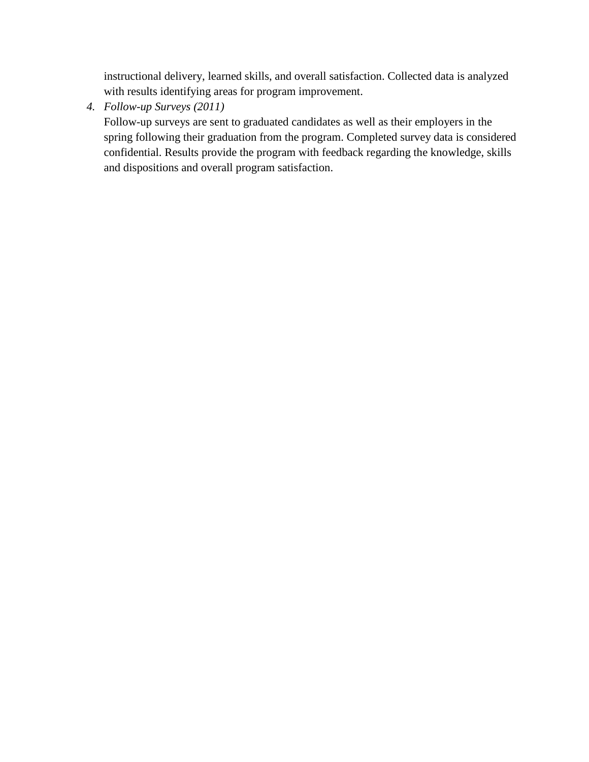instructional delivery, learned skills, and overall satisfaction. Collected data is analyzed with results identifying areas for program improvement.

4. *Follow-up Surveys (2011)*
   Follow-up surveys are sent to graduated candidates as well as their employers in the spring following their graduation from the program. Completed survey data is considered confidential. Results provide the program with feedback regarding the knowledge, skills and dispositions and overall program satisfaction.